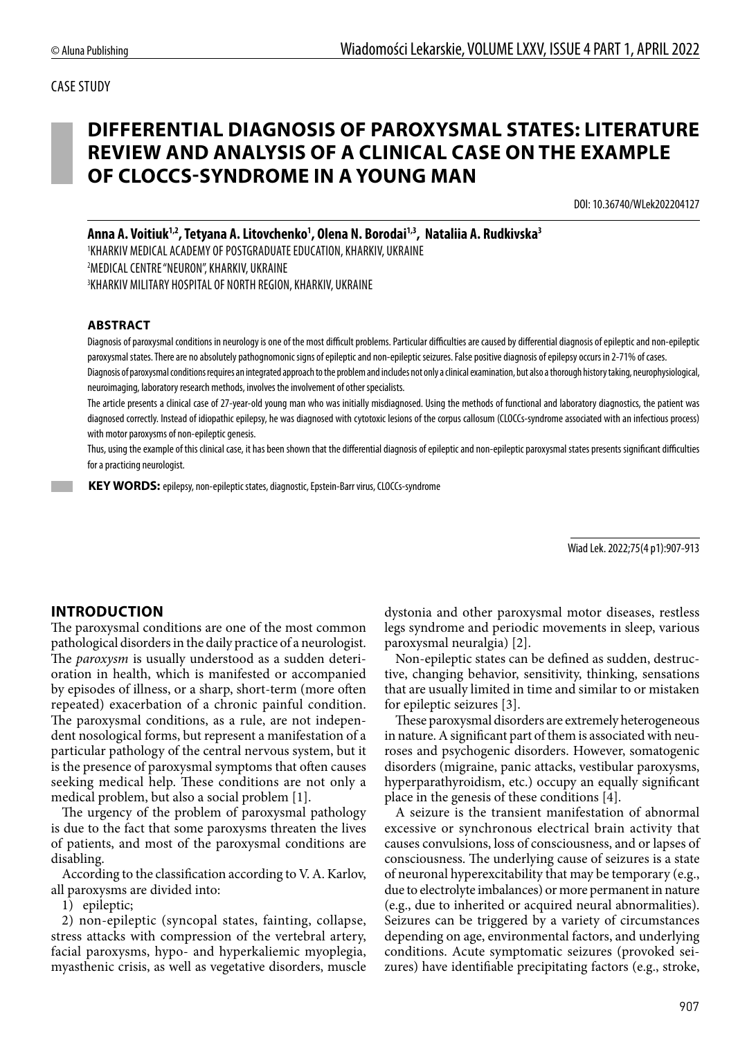CASE STUDY

# DIFFERENTIAL DIAGNOSIS OF PAROXYSMAL STATES: LITERATURE REVIEW AND ANALYSIS OF A CLINICAL CASE ON THE EXAMPLE OF CLOCCS-SYNDROME IN A YOUNG MAN

DOI: 10.36740/WLek202204127

**Anna A. Voitiuk[1,2], Tetyana A. Litovchenko[1], Olena N. Borodai[1,3], Nataliia A. Rudkivska[3]**

[1]KHARKIV MEDICAL ACADEMY OF POSTGRADUATE EDUCATION, KHARKIV, UKRAINE
[2]MEDICAL CENTRE "NEURON", KHARKIV, UKRAINE
[3]KHARKIV MILITARY HOSPITAL OF NORTH REGION, KHARKIV, UKRAINE

### ABSTRACT

Diagnosis of paroxysmal conditions in neurology is one of the most difficult problems. Particular difficulties are caused by differential diagnosis of epileptic and non-epileptic paroxysmal states. There are no absolutely pathognomonic signs of epileptic and non-epileptic seizures. False positive diagnosis of epilepsy occurs in 2-71% of cases.

Diagnosis of paroxysmal conditions requires an integrated approach to the problem and includes not only a clinical examination, but also a thorough history taking, neurophysiological, neuroimaging, laboratory research methods, involves the involvement of other specialists.

The article presents a clinical case of 27-year-old young man who was initially misdiagnosed. Using the methods of functional and laboratory diagnostics, the patient was diagnosed correctly. Instead of idiopathic epilepsy, he was diagnosed with cytotoxic lesions of the corpus callosum (CLOCCs-syndrome associated with an infectious process) with motor paroxysms of non-epileptic genesis.

Thus, using the example of this clinical case, it has been shown that the differential diagnosis of epileptic and non-epileptic paroxysmal states presents significant difficulties for a practicing neurologist.

**KEY WORDS:** epilepsy, non-epileptic states, diagnostic, Epstein-Barr virus, CLOCCs-syndrome

Wiad Lek. 2022;75(4 p1):907-913

## INTRODUCTION

The paroxysmal conditions are one of the most common pathological disorders in the daily practice of a neurologist. The *paroxysm* is usually understood as a sudden deterioration in health, which is manifested or accompanied by episodes of illness, or a sharp, short-term (more often repeated) exacerbation of a chronic painful condition. The paroxysmal conditions, as a rule, are not independent nosological forms, but represent a manifestation of a particular pathology of the central nervous system, but it is the presence of paroxysmal symptoms that often causes seeking medical help. These conditions are not only a medical problem, but also a social problem [1].

The urgency of the problem of paroxysmal pathology is due to the fact that some paroxysms threaten the lives of patients, and most of the paroxysmal conditions are disabling.

According to the classification according to V. A. Karlov, all paroxysms are divided into:

1) epileptic;

2) non-epileptic (syncopal states, fainting, collapse, stress attacks with compression of the vertebral artery, facial paroxysms, hypo- and hyperkaliemic myoplegia, myasthenic crisis, as well as vegetative disorders, muscle dystonia and other paroxysmal motor diseases, restless legs syndrome and periodic movements in sleep, various paroxysmal neuralgia) [2].

Non-epileptic states can be defined as sudden, destructive, changing behavior, sensitivity, thinking, sensations that are usually limited in time and similar to or mistaken for epileptic seizures [3].

These paroxysmal disorders are extremely heterogeneous in nature. A significant part of them is associated with neuroses and psychogenic disorders. However, somatogenic disorders (migraine, panic attacks, vestibular paroxysms, hyperparathyroidism, etc.) occupy an equally significant place in the genesis of these conditions [4].

A seizure is the transient manifestation of abnormal excessive or synchronous electrical brain activity that causes convulsions, loss of consciousness, and or lapses of consciousness. The underlying cause of seizures is a state of neuronal hyperexcitability that may be temporary (e.g., due to electrolyte imbalances) or more permanent in nature (e.g., due to inherited or acquired neural abnormalities). Seizures can be triggered by a variety of circumstances depending on age, environmental factors, and underlying conditions. Acute symptomatic seizures (provoked seizures) have identifiable precipitating factors (e.g., stroke,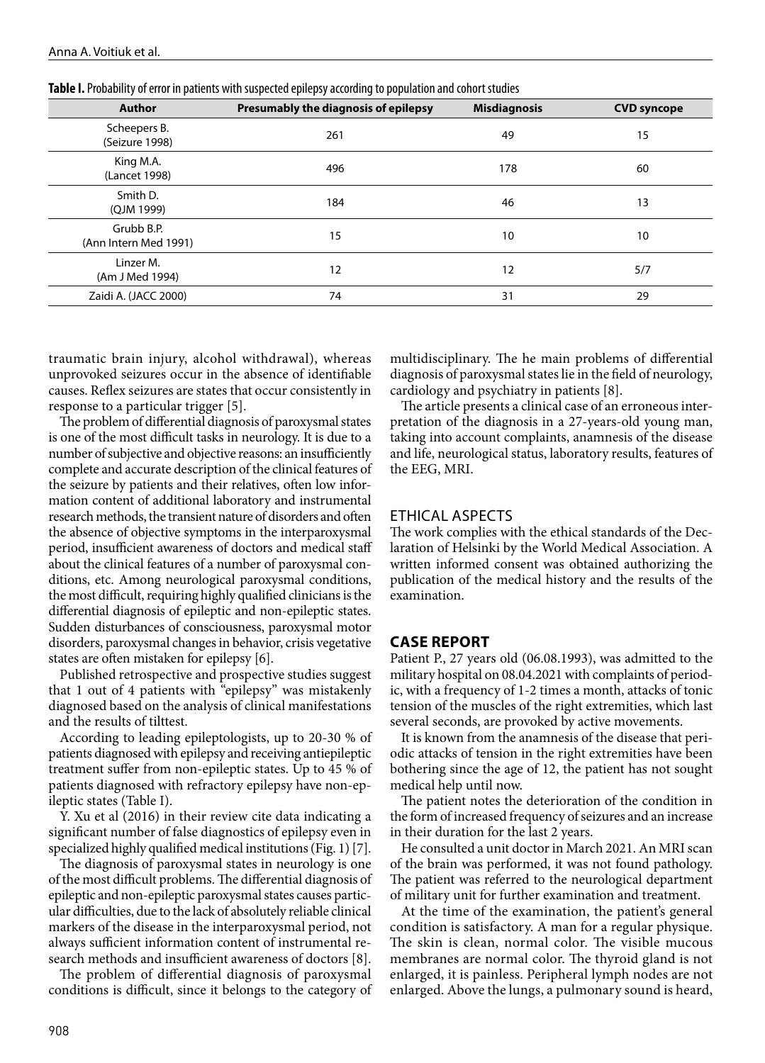**Table I.** Probability of error in patients with suspected epilepsy according to population and cohort studies

| Author | Presumably the diagnosis of epilepsy | Misdiagnosis | CVD syncope |
|---|---|---|---|
| Scheepers B. (Seizure 1998) | 261 | 49 | 15 |
| King M.A. (Lancet 1998) | 496 | 178 | 60 |
| Smith D. (QJM 1999) | 184 | 46 | 13 |
| Grubb B.P. (Ann Intern Med 1991) | 15 | 10 | 10 |
| Linzer M. (Am J Med 1994) | 12 | 12 | 5/7 |
| Zaidi A. (JACC 2000) | 74 | 31 | 29 |

traumatic brain injury, alcohol withdrawal), whereas unprovoked seizures occur in the absence of identifiable causes. Reflex seizures are states that occur consistently in response to a particular trigger [5].

The problem of differential diagnosis of paroxysmal states is one of the most difficult tasks in neurology. It is due to a number of subjective and objective reasons: an insufficiently complete and accurate description of the clinical features of the seizure by patients and their relatives, often low information content of additional laboratory and instrumental research methods, the transient nature of disorders and often the absence of objective symptoms in the interparoxysmal period, insufficient awareness of doctors and medical staff about the clinical features of a number of paroxysmal conditions, etc. Among neurological paroxysmal conditions, the most difficult, requiring highly qualified clinicians is the differential diagnosis of epileptic and non-epileptic states. Sudden disturbances of consciousness, paroxysmal motor disorders, paroxysmal changes in behavior, crisis vegetative states are often mistaken for epilepsy [6].

Published retrospective and prospective studies suggest that 1 out of 4 patients with "epilepsy" was mistakenly diagnosed based on the analysis of clinical manifestations and the results of tilttest.

According to leading epileptologists, up to 20-30 % of patients diagnosed with epilepsy and receiving antiepileptic treatment suffer from non-epileptic states. Up to 45 % of patients diagnosed with refractory epilepsy have non-epileptic states (Table I).

Y. Xu et al (2016) in their review cite data indicating a significant number of false diagnostics of epilepsy even in specialized highly qualified medical institutions (Fig. 1) [7].

The diagnosis of paroxysmal states in neurology is one of the most difficult problems. The differential diagnosis of epileptic and non-epileptic paroxysmal states causes particular difficulties, due to the lack of absolutely reliable clinical markers of the disease in the interparoxysmal period, not always sufficient information content of instrumental research methods and insufficient awareness of doctors [8].

The problem of differential diagnosis of paroxysmal conditions is difficult, since it belongs to the category of multidisciplinary. The he main problems of differential diagnosis of paroxysmal states lie in the field of neurology, cardiology and psychiatry in patients [8].

The article presents a clinical case of an erroneous interpretation of the diagnosis in a 27-years-old young man, taking into account complaints, anamnesis of the disease and life, neurological status, laboratory results, features of the EEG, MRI.

## ETHICAL ASPECTS

The work complies with the ethical standards of the Declaration of Helsinki by the World Medical Association. A written informed consent was obtained authorizing the publication of the medical history and the results of the examination.

## CASE REPORT

Patient P., 27 years old (06.08.1993), was admitted to the military hospital on 08.04.2021 with complaints of periodic, with a frequency of 1-2 times a month, attacks of tonic tension of the muscles of the right extremities, which last several seconds, are provoked by active movements.

It is known from the anamnesis of the disease that periodic attacks of tension in the right extremities have been bothering since the age of 12, the patient has not sought medical help until now.

The patient notes the deterioration of the condition in the form of increased frequency of seizures and an increase in their duration for the last 2 years.

He consulted a unit doctor in March 2021. An MRI scan of the brain was performed, it was not found pathology. The patient was referred to the neurological department of military unit for further examination and treatment.

At the time of the examination, the patient's general condition is satisfactory. A man for a regular physique. The skin is clean, normal color. The visible mucous membranes are normal color. The thyroid gland is not enlarged, it is painless. Peripheral lymph nodes are not enlarged. Above the lungs, a pulmonary sound is heard,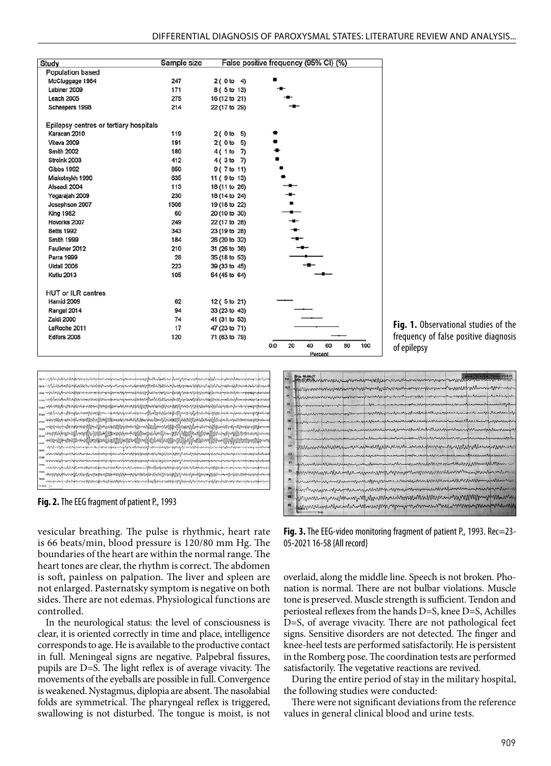| Study | Sample size | False positive frequency (95% CI) (%) |
|---|---|---|
| **Population based** | | |
| McCluggage 1984 | 247 | 2 ( 0 to 4) |
| Labiner 2009 | 171 | 8 ( 5 to 13) |
| Leach 2005 | 275 | 16 (12 to 21) |
| Scheepers 1998 | 214 | 22 (17 to 29) |
| **Epilepsy centres or tertiary hospitals** | | |
| Karacan 2010 | 119 | 2 ( 0 to 5) |
| Viteva 2009 | 191 | 2 ( 0 to 5) |
| Smith 2002 | 180 | 4 ( 1 to 7) |
| Stroink 2003 | 412 | 4 ( 3 to 7) |
| Gibbs 1992 | 850 | 9 ( 7 to 11) |
| Miakotnykh 1990 | 635 | 11 ( 9 to 13) |
| Alsaadi 2004 | 113 | 18 (11 to 26) |
| Yogarajah 2009 | 230 | 18 (14 to 24) |
| Josephson 2007 | 1506 | 19 (18 to 22) |
| King 1982 | 60 | 20 (10 to 30) |
| Hovorka 2007 | 249 | 22 (17 to 28) |
| Betts 1992 | 343 | 23 (19 to 28) |
| Smith 1999 | 184 | 26 (20 to 32) |
| Faulkner 2012 | 210 | 31 (26 to 38) |
| Parra 1999 | 28 | 35 (18 to 53) |
| Uldall 2006 | 223 | 39 (33 to 45) |
| Kutlu 2013 | 105 | 54 (45 to 64) |
| **HUT or ILR centres** | | |
| Hamid 2009 | 62 | 12 ( 5 to 21) |
| Rangel 2014 | 94 | 33 (23 to 43) |
| Zaidi 2000 | 74 | 41 (31 to 53) |
| LaRoche 2011 | 17 | 47 (23 to 71) |
| Edfors 2008 | 120 | 71 (63 to 79) |

**Fig. 1.** Observational studies of the frequency of false positive diagnosis of epilepsy

**Fig. 2.** The EEG fragment of patient P., 1993

**Fig. 3.** The EEG-video monitoring fragment of patient P., 1993. Rec=23-05-2021 16-58 {All record}

vesicular breathing. The pulse is rhythmic, heart rate is 66 beats/min, blood pressure is 120/80 mm Hg. The boundaries of the heart are within the normal range. The heart tones are clear, the rhythm is correct. The abdomen is soft, painless on palpation. The liver and spleen are not enlarged. Pasternatsky symptom is negative on both sides. There are not edemas. Physiological functions are controlled.

In the neurological status: the level of consciousness is clear, it is oriented correctly in time and place, intelligence corresponds to age. He is available to the productive contact in full. Meningeal signs are negative. Palpebral fissures, pupils are D=S. The light reflex is of average vivacity. The movements of the eyeballs are possible in full. Convergence is weakened. Nystagmus, diplopia are absent. The nasolabial folds are symmetrical. The pharyngeal reflex is triggered, swallowing is not disturbed. The tongue is moist, is not overlaid, along the middle line. Speech is not broken. Phonation is normal. There are not bulbar violations. Muscle tone is preserved. Muscle strength is sufficient. Tendon and periosteal reflexes from the hands D=S, knee D=S, Achilles D=S, of average vivacity. There are not pathological feet signs. Sensitive disorders are not detected. The finger and knee-heel tests are performed satisfactorily. He is persistent in the Romberg pose. The coordination tests are performed satisfactorily. The vegetative reactions are revived.

During the entire period of stay in the military hospital, the following studies were conducted:

There were not significant deviations from the reference values in general clinical blood and urine tests.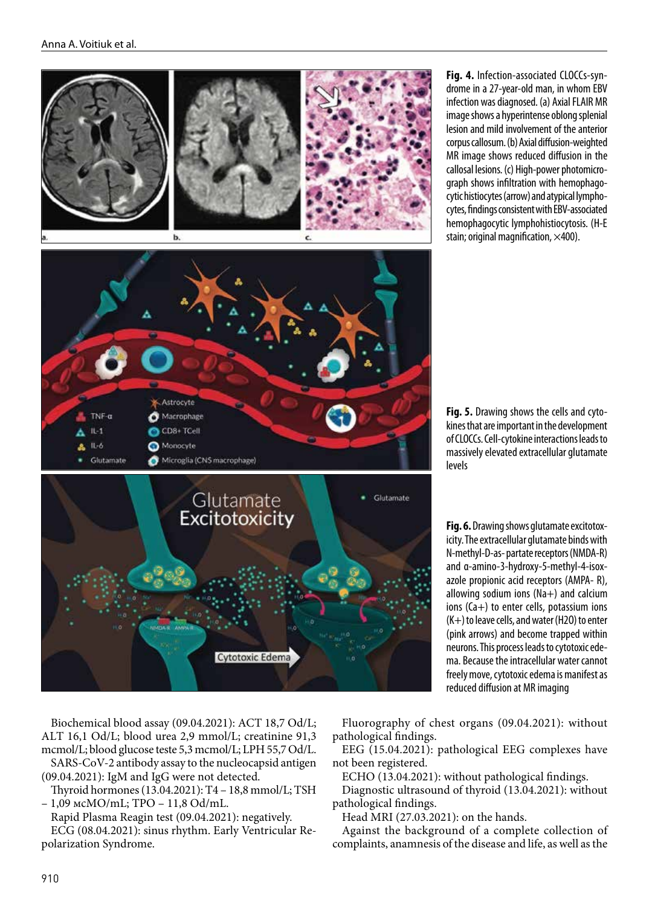**Fig. 4.** Infection-associated CLOCCs-syndrome in a 27-year-old man, in whom EBV infection was diagnosed. (a) Axial FLAIR MR image shows a hyperintense oblong splenial lesion and mild involvement of the anterior corpus callosum. (b) Axial diffusion-weighted MR image shows reduced diffusion in the callosal lesions. (c) High-power photomicrograph shows infiltration with hemophagocytic histiocytes (arrow) and atypical lymphocytes, findings consistent with EBV-associated hemophagocytic lymphohistiocytosis. (H-E stain; original magnification, ×400).

**Fig. 5.** Drawing shows the cells and cytokines that are important in the development of CLOCCs. Cell-cytokine interactions leads to massively elevated extracellular glutamate levels

**Fig. 6.** Drawing shows glutamate excitotoxicity. The extracellular glutamate binds with N-methyl-D-as- partate receptors (NMDA-R) and α-amino-3-hydroxy-5-methyl-4-isoxazole propionic acid receptors (AMPA- R), allowing sodium ions (Na+) and calcium ions (Ca+) to enter cells, potassium ions (K+) to leave cells, and water (H2O) to enter (pink arrows) and become trapped within neurons. This process leads to cytotoxic edema. Because the intracellular water cannot freely move, cytotoxic edema is manifest as reduced diffusion at MR imaging

Biochemical blood assay (09.04.2021): ACT 18,7 Od/L; ALT 16,1 Od/L; blood urea 2,9 mmol/L; creatinine 91,3 mcmol/L; blood glucose teste 5,3 mcmol/L; LPH 55,7 Od/L.

SARS-CoV-2 antibody assay to the nucleocapsid antigen (09.04.2021): IgM and IgG were not detected.

Thyroid hormones (13.04.2021): T4 – 18,8 mmol/L; TSH – 1,09 мсМО/mL; TPO – 11,8 Od/mL.

Rapid Plasma Reagin test (09.04.2021): negatively.

ECG (08.04.2021): sinus rhythm. Early Ventricular Repolarization Syndrome.

Fluorography of chest organs (09.04.2021): without pathological findings.

EEG (15.04.2021): pathological EEG complexes have not been registered.

ECHO (13.04.2021): without pathological findings.

Diagnostic ultrasound of thyroid (13.04.2021): without pathological findings.

Head MRI (27.03.2021): on the hands.

Against the background of a complete collection of complaints, anamnesis of the disease and life, as well as the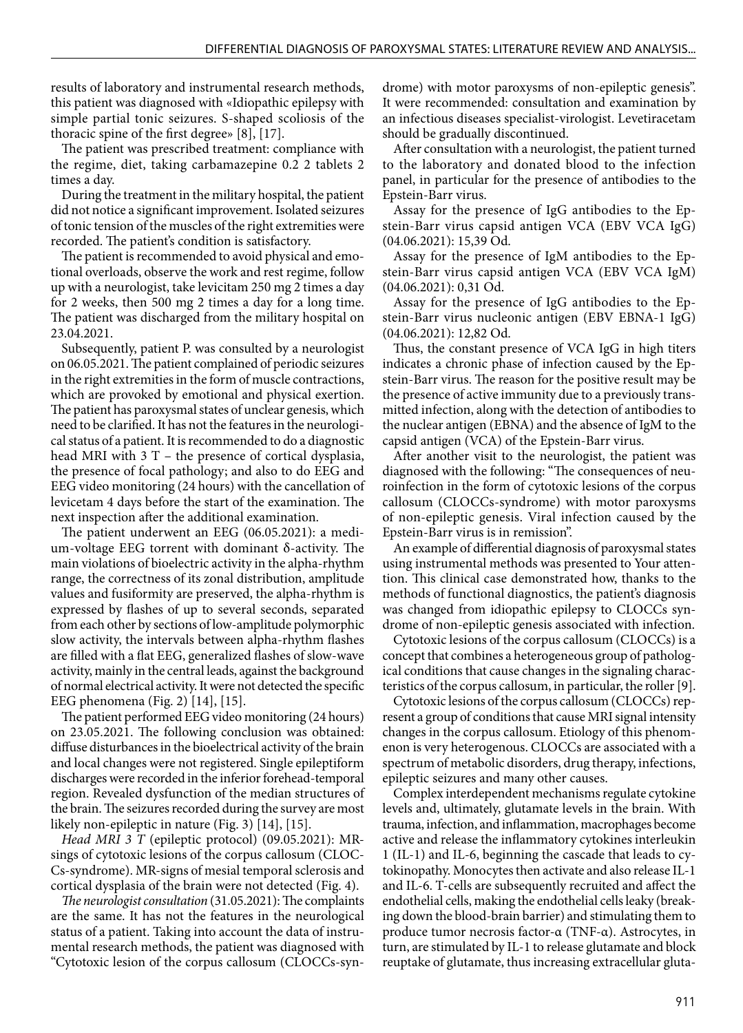results of laboratory and instrumental research methods, this patient was diagnosed with «Idiopathic epilepsy with simple partial tonic seizures. S-shaped scoliosis of the thoracic spine of the first degree» [8], [17].

The patient was prescribed treatment: compliance with the regime, diet, taking carbamazepine 0.2 2 tablets 2 times a day.

During the treatment in the military hospital, the patient did not notice a significant improvement. Isolated seizures of tonic tension of the muscles of the right extremities were recorded. The patient's condition is satisfactory.

The patient is recommended to avoid physical and emotional overloads, observe the work and rest regime, follow up with a neurologist, take levicitam 250 mg 2 times a day for 2 weeks, then 500 mg 2 times a day for a long time. The patient was discharged from the military hospital on 23.04.2021.

Subsequently, patient P. was consulted by a neurologist on 06.05.2021. The patient complained of periodic seizures in the right extremities in the form of muscle contractions, which are provoked by emotional and physical exertion. The patient has paroxysmal states of unclear genesis, which need to be clarified. It has not the features in the neurological status of a patient. It is recommended to do a diagnostic head MRI with 3 T – the presence of cortical dysplasia, the presence of focal pathology; and also to do EEG and EEG video monitoring (24 hours) with the cancellation of levicetam 4 days before the start of the examination. The next inspection after the additional examination.

The patient underwent an EEG (06.05.2021): a medium-voltage EEG torrent with dominant δ-activity. The main violations of bioelectric activity in the alpha-rhythm range, the correctness of its zonal distribution, amplitude values and fusiformity are preserved, the alpha-rhythm is expressed by flashes of up to several seconds, separated from each other by sections of low-amplitude polymorphic slow activity, the intervals between alpha-rhythm flashes are filled with a flat EEG, generalized flashes of slow-wave activity, mainly in the central leads, against the background of normal electrical activity. It were not detected the specific EEG phenomena (Fig. 2) [14], [15].

The patient performed EEG video monitoring (24 hours) on 23.05.2021. The following conclusion was obtained: diffuse disturbances in the bioelectrical activity of the brain and local changes were not registered. Single epileptiform discharges were recorded in the inferior forehead-temporal region. Revealed dysfunction of the median structures of the brain. The seizures recorded during the survey are most likely non-epileptic in nature (Fig. 3) [14], [15].

*Head MRI 3 T* (epileptic protocol) (09.05.2021): MR-sings of cytotoxic lesions of the corpus callosum (CLOCCs-syndrome). MR-signs of mesial temporal sclerosis and cortical dysplasia of the brain were not detected (Fig. 4).

*The neurologist consultation* (31.05.2021): The complaints are the same. It has not the features in the neurological status of a patient. Taking into account the data of instrumental research methods, the patient was diagnosed with "Cytotoxic lesion of the corpus callosum (CLOCCs-syndrome) with motor paroxysms of non-epileptic genesis". It were recommended: consultation and examination by an infectious diseases specialist-virologist. Levetiracetam should be gradually discontinued.

After consultation with a neurologist, the patient turned to the laboratory and donated blood to the infection panel, in particular for the presence of antibodies to the Epstein-Barr virus.

Assay for the presence of IgG antibodies to the Epstein-Barr virus capsid antigen VCA (EBV VCA IgG) (04.06.2021): 15,39 Od.

Assay for the presence of IgM antibodies to the Epstein-Barr virus capsid antigen VCA (EBV VCA IgM) (04.06.2021): 0,31 Od.

Assay for the presence of IgG antibodies to the Epstein-Barr virus nucleonic antigen (EBV EBNA-1 IgG) (04.06.2021): 12,82 Od.

Thus, the constant presence of VCA IgG in high titers indicates a chronic phase of infection caused by the Epstein-Barr virus. The reason for the positive result may be the presence of active immunity due to a previously transmitted infection, along with the detection of antibodies to the nuclear antigen (EBNA) and the absence of IgM to the capsid antigen (VCA) of the Epstein-Barr virus.

After another visit to the neurologist, the patient was diagnosed with the following: "The consequences of neuroinfection in the form of cytotoxic lesions of the corpus callosum (CLOCCs-syndrome) with motor paroxysms of non-epileptic genesis. Viral infection caused by the Epstein-Barr virus is in remission".

An example of differential diagnosis of paroxysmal states using instrumental methods was presented to Your attention. This clinical case demonstrated how, thanks to the methods of functional diagnostics, the patient's diagnosis was changed from idiopathic epilepsy to CLOCCs syndrome of non-epileptic genesis associated with infection.

Cytotoxic lesions of the corpus callosum (CLOCCs) is a concept that combines a heterogeneous group of pathological conditions that cause changes in the signaling characteristics of the corpus callosum, in particular, the roller [9].

Cytotoxic lesions of the corpus callosum (CLOCCs) represent a group of conditions that cause MRI signal intensity changes in the corpus callosum. Etiology of this phenomenon is very heterogenous. CLOCCs are associated with a spectrum of metabolic disorders, drug therapy, infections, epileptic seizures and many other causes.

Complex interdependent mechanisms regulate cytokine levels and, ultimately, glutamate levels in the brain. With trauma, infection, and inflammation, macrophages become active and release the inflammatory cytokines interleukin 1 (IL-1) and IL-6, beginning the cascade that leads to cytokinopathy. Monocytes then activate and also release IL-1 and IL-6. T-cells are subsequently recruited and affect the endothelial cells, making the endothelial cells leaky (breaking down the blood-brain barrier) and stimulating them to produce tumor necrosis factor-α (TNF-α). Astrocytes, in turn, are stimulated by IL-1 to release glutamate and block reuptake of glutamate, thus increasing extracellular gluta-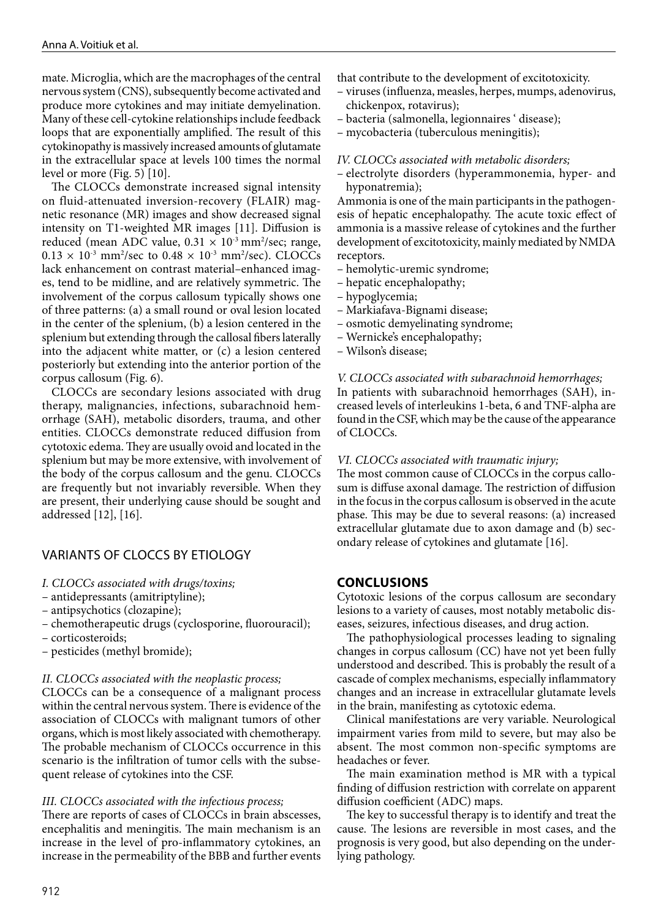mate. Microglia, which are the macrophages of the central nervous system (CNS), subsequently become activated and produce more cytokines and may initiate demyelination. Many of these cell-cytokine relationships include feedback loops that are exponentially amplified. The result of this cytokinopathy is massively increased amounts of glutamate in the extracellular space at levels 100 times the normal level or more (Fig. 5) [10].

The CLOCCs demonstrate increased signal intensity on fluid-attenuated inversion-recovery (FLAIR) magnetic resonance (MR) images and show decreased signal intensity on T1-weighted MR images [11]. Diffusion is reduced (mean ADC value, $0.31 \times 10^{-3}$ mm$^2$/sec; range, $0.13 \times 10^{-3}$ mm$^2$/sec to $0.48 \times 10^{-3}$ mm$^2$/sec). CLOCCs lack enhancement on contrast material–enhanced images, tend to be midline, and are relatively symmetric. The involvement of the corpus callosum typically shows one of three patterns: (a) a small round or oval lesion located in the center of the splenium, (b) a lesion centered in the splenium but extending through the callosal fibers laterally into the adjacent white matter, or (c) a lesion centered posteriorly but extending into the anterior portion of the corpus callosum (Fig. 6).

CLOCCs are secondary lesions associated with drug therapy, malignancies, infections, subarachnoid hemorrhage (SAH), metabolic disorders, trauma, and other entities. CLOCCs demonstrate reduced diffusion from cytotoxic edema. They are usually ovoid and located in the splenium but may be more extensive, with involvement of the body of the corpus callosum and the genu. CLOCCs are frequently but not invariably reversible. When they are present, their underlying cause should be sought and addressed [12], [16].

## VARIANTS OF CLOCCS BY ETIOLOGY

*I. CLOCCs associated with drugs/toxins;*

- antidepressants (amitriptyline);
- antipsychotics (clozapine);
- chemotherapeutic drugs (cyclosporine, fluorouracil);
- corticosteroids;
- pesticides (methyl bromide);

*II. CLOCCs associated with the neoplastic process;*

CLOCCs can be a consequence of a malignant process within the central nervous system. There is evidence of the association of CLOCCs with malignant tumors of other organs, which is most likely associated with chemotherapy. The probable mechanism of CLOCCs occurrence in this scenario is the infiltration of tumor cells with the subsequent release of cytokines into the CSF.

*III. CLOCCs associated with the infectious process;*

There are reports of cases of CLOCCs in brain abscesses, encephalitis and meningitis. The main mechanism is an increase in the level of pro-inflammatory cytokines, an increase in the permeability of the BBB and further events that contribute to the development of excitotoxicity.

- viruses (influenza, measles, herpes, mumps, adenovirus, chickenpox, rotavirus);
- bacteria (salmonella, legionnaires ' disease);
- mycobacteria (tuberculous meningitis);

*IV. CLOCCs associated with metabolic disorders;*

- electrolyte disorders (hyperammonemia, hyper- and hyponatremia);

Ammonia is one of the main participants in the pathogenesis of hepatic encephalopathy. The acute toxic effect of ammonia is a massive release of cytokines and the further development of excitotoxicity, mainly mediated by NMDA receptors.

- hemolytic-uremic syndrome;
- hepatic encephalopathy;
- hypoglycemia;
- Markiafava-Bignami disease;
- osmotic demyelinating syndrome;
- Wernicke's encephalopathy;
- Wilson's disease;

*V. CLOCCs associated with subarachnoid hemorrhages;*

In patients with subarachnoid hemorrhages (SAH), increased levels of interleukins 1-beta, 6 and TNF-alpha are found in the CSF, which may be the cause of the appearance of CLOCCs.

*VI. CLOCCs associated with traumatic injury;*

The most common cause of CLOCCs in the corpus callosum is diffuse axonal damage. The restriction of diffusion in the focus in the corpus callosum is observed in the acute phase. This may be due to several reasons: (a) increased extracellular glutamate due to axon damage and (b) secondary release of cytokines and glutamate [16].

## CONCLUSIONS

Cytotoxic lesions of the corpus callosum are secondary lesions to a variety of causes, most notably metabolic diseases, seizures, infectious diseases, and drug action.

The pathophysiological processes leading to signaling changes in corpus callosum (CC) have not yet been fully understood and described. This is probably the result of a cascade of complex mechanisms, especially inflammatory changes and an increase in extracellular glutamate levels in the brain, manifesting as cytotoxic edema.

Clinical manifestations are very variable. Neurological impairment varies from mild to severe, but may also be absent. The most common non-specific symptoms are headaches or fever.

The main examination method is MR with a typical finding of diffusion restriction with correlate on apparent diffusion coefficient (ADC) maps.

The key to successful therapy is to identify and treat the cause. The lesions are reversible in most cases, and the prognosis is very good, but also depending on the underlying pathology.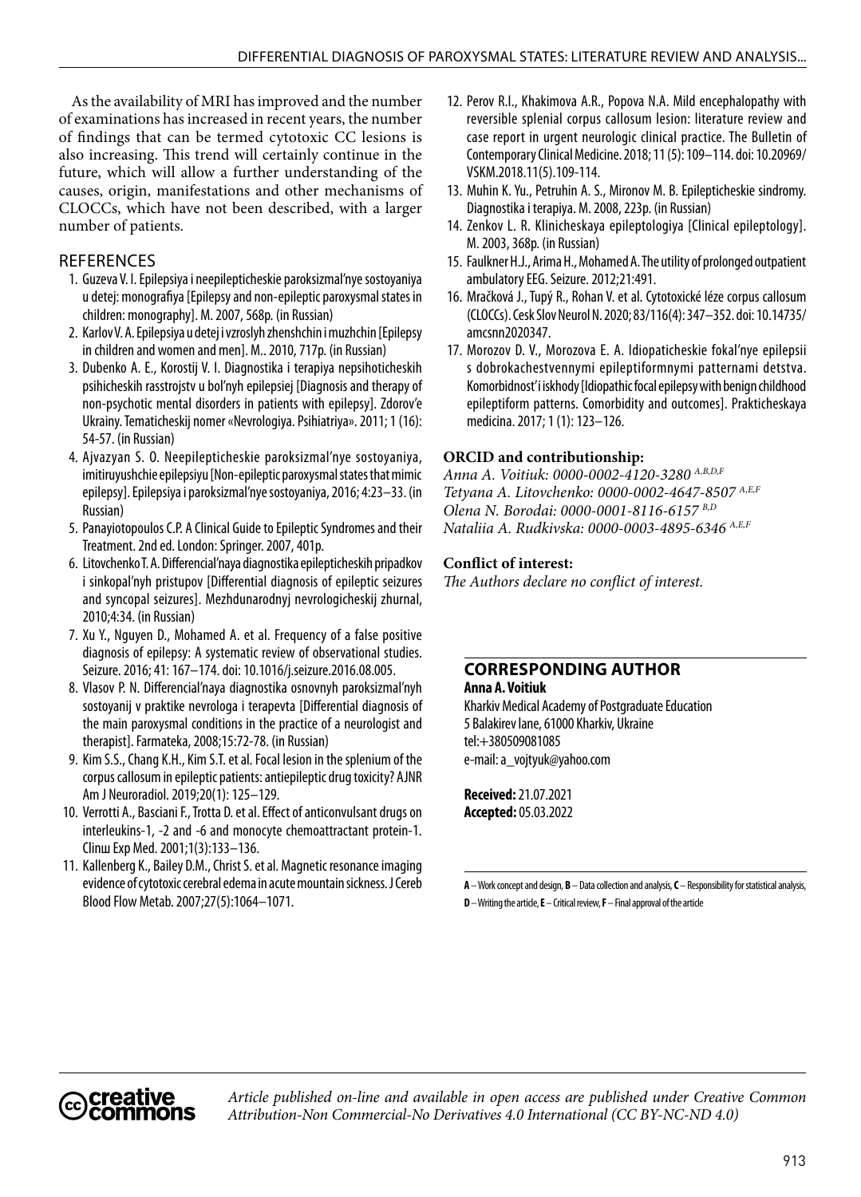As the availability of MRI has improved and the number of examinations has increased in recent years, the number of findings that can be termed cytotoxic CC lesions is also increasing. This trend will certainly continue in the future, which will allow a further understanding of the causes, origin, manifestations and other mechanisms of CLOCCs, which have not been described, with a larger number of patients.

## REFERENCES

1. Guzeva V. I. Epilepsiya i neepilepticheskie paroksizmal'nye sostoyaniya u detej: monografiya [Epilepsy and non-epileptic paroxysmal states in children: monography]. M. 2007, 568p. (in Russian)
2. Karlov V. A. Epilepsiya u detej i vzroslyh zhenshchin i muzhchin [Epilepsy in children and women and men]. M.. 2010, 717p. (in Russian)
3. Dubenko A. E., Korostij V. I. Diagnostika i terapiya nepsihoticheskih psihicheskih rasstrojstv u bol'nyh epilepsiej [Diagnosis and therapy of non-psychotic mental disorders in patients with epilepsy]. Zdorov'e Ukrainy. Tematicheskij nomer «Nevrologiya. Psihiatriya». 2011; 1 (16): 54-57. (in Russian)
4. Ajvazyan S. O. Neepilepticheskie paroksizmal'nye sostoyaniya, imitiruyushchie epilepsiyu [Non-epileptic paroxysmal states that mimic epilepsy]. Epilepsiya i paroksizmal'nye sostoyaniya, 2016; 4:23–33. (in Russian)
5. Panayiotopoulos C.P. A Clinical Guide to Epileptic Syndromes and their Treatment. 2nd ed. London: Springer. 2007, 401p.
6. Litovchenko T. A. Differencial'naya diagnostika epilepticheskih pripadkov i sinkopal'nyh pristupov [Differential diagnosis of epileptic seizures and syncopal seizures]. Mezhdunarodnyj nevrologicheskij zhurnal, 2010;4:34. (in Russian)
7. Xu Y., Nguyen D., Mohamed A. et al. Frequency of a false positive diagnosis of epilepsy: A systematic review of observational studies. Seizure. 2016; 41: 167–174. doi: 10.1016/j.seizure.2016.08.005.
8. Vlasov P. N. Differencial'naya diagnostika osnovnyh paroksizmal'nyh sostoyanij v praktike nevrologa i terapevta [Differential diagnosis of the main paroxysmal conditions in the practice of a neurologist and therapist]. Farmateka, 2008;15:72-78. (in Russian)
9. Kim S.S., Chang K.H., Kim S.T. et al. Focal lesion in the splenium of the corpus callosum in epileptic patients: antiepileptic drug toxicity? AJNR Am J Neuroradiol. 2019;20(1): 125–129.
10. Verrotti A., Basciani F., Trotta D. et al. Effect of anticonvulsant drugs on interleukins-1, -2 and -6 and monocyte chemoattractant protein-1. Clinш Exp Med. 2001;1(3):133–136.
11. Kallenberg K., Bailey D.M., Christ S. et al. Magnetic resonance imaging evidence of cytotoxic cerebral edema in acute mountain sickness. J Cereb Blood Flow Metab. 2007;27(5):1064–1071.
12. Perov R.I., Khakimova A.R., Popova N.A. Mild encephalopathy with reversible splenial corpus callosum lesion: literature review and case report in urgent neurologic clinical practice. The Bulletin of Contemporary Clinical Medicine. 2018; 11 (5): 109–114. doi: 10.20969/VSKM.2018.11(5).109-114.
13. Muhin K. Yu., Petruhin A. S., Mironov M. B. Epilepticheskie sindromy. Diagnostika i terapiya. M. 2008, 223p. (in Russian)
14. Zenkov L. R. Klinicheskaya epileptologiya [Clinical epileptology]. M. 2003, 368p. (in Russian)
15. Faulkner H.J., Arima H., Mohamed A. The utility of prolonged outpatient ambulatory EEG. Seizure. 2012;21:491.
16. Mračková J., Tupý R., Rohan V. et al. Cytotoxické léze corpus callosum (CLOCCs). Cesk Slov Neurol N. 2020; 83/116(4): 347–352. doi: 10.14735/amcsnn2020347.
17. Morozov D. V., Morozova E. A. Idiopaticheskie fokal'nye epilepsii s dobrokachestvennymi epileptiformnymi patternami detstva. Komorbidnost' i iskhody [Idiopathic focal epilepsy with benign childhood epileptiform patterns. Comorbidity and outcomes]. Prakticheskaya medicina. 2017; 1 (1): 123–126.

**ORCID and contributionship:**

*Anna A. Voitiuk: 0000-0002-4120-3280* [A,B,D,F]
*Tetyana A. Litovchenko: 0000-0002-4647-8507* [A,E,F]
*Olena N. Borodai: 0000-0001-8116-6157* [B,D]
*Nataliia A. Rudkivska: 0000-0003-4895-6346* [A,E,F]

**Conflict of interest:**

*The Authors declare no conflict of interest.*

## CORRESPONDING AUTHOR

**Anna A. Voitiuk**
Kharkiv Medical Academy of Postgraduate Education
5 Balakirev lane, 61000 Kharkiv, Ukraine
tel:+380509081085
e-mail: a_vojtyuk@yahoo.com

**Received:** 21.07.2021
**Accepted:** 05.03.2022

**A** – Work concept and design, **B** – Data collection and analysis, **C** – Responsibility for statistical analysis, **D** – Writing the article, **E** – Critical review, **F** – Final approval of the article

*Article published on-line and available in open access are published under Creative Common Attribution-Non Commercial-No Derivatives 4.0 International (CC BY-NC-ND 4.0)*